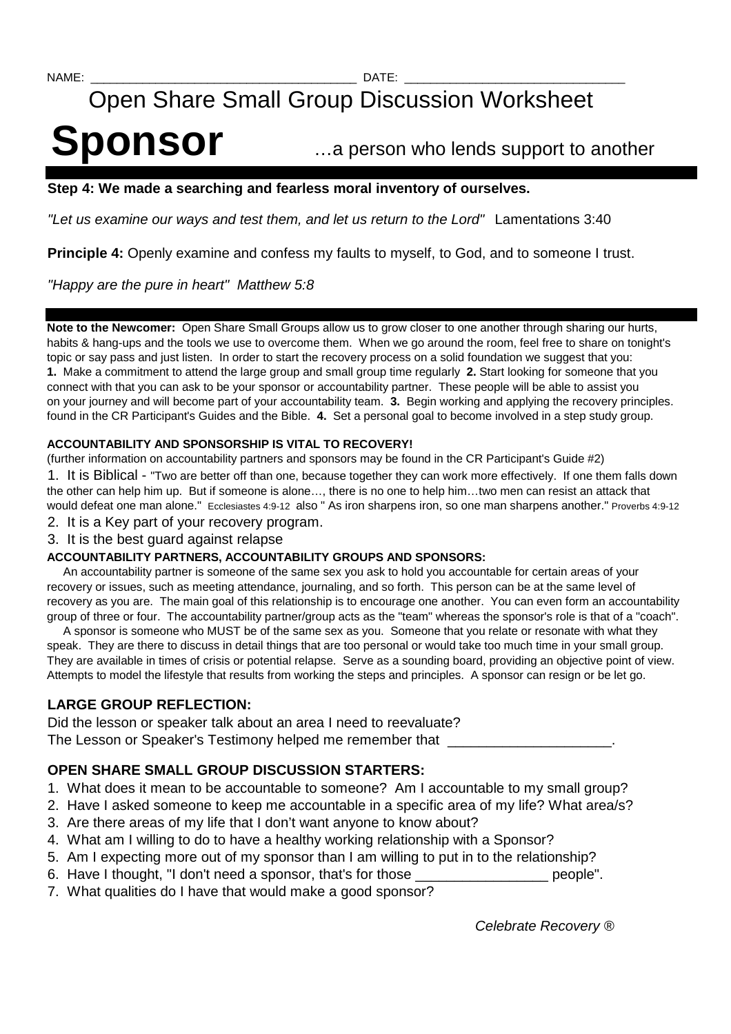NAME: ______________________________________ DATE: _______________________________

# Open Share Small Group Discussion Worksheet

# Sponsor …a person who lends support to another

**Step 4: We made a searching and fearless moral inventory of ourselves.**

*"Let us examine our ways and test them, and let us return to the Lord"* Lamentations 3:40

**Principle 4:** Openly examine and confess my faults to myself, to God, and to someone I trust.

*"Happy are the pure in heart" Matthew 5:8*

---

**Note to the Newcomer:** Open Share Small Groups allow us to grow closer to one another through sharing our hurts, habits & hang-ups and the tools we use to overcome them. When we go around the room, feel free to share on tonight's topic or say pass and just listen. In order to start the recovery process on a solid foundation we suggest that you: **1.** Make a commitment to attend the large group and small group time regularly **2.** Start looking for someone that you connect with that you can ask to be your sponsor or accountability partner. These people will be able to assist you on your journey and will become part of your accountability team. **3.** Begin working and applying the recovery principles. found in the CR Participant's Guides and the Bible. **4.** Set a personal goal to become involved in a step study group.

**ACCOUNTABILITY AND SPONSORSHIP IS VITAL TO RECOVERY!**

(further information on accountability partners and sponsors may be found in the CR Participant's Guide #2)

1. It is Biblical - "Two are better off than one, because together they can work more effectively. If one them falls down the other can help him up. But if someone is alone…, there is no one to help him…two men can resist an attack that would defeat one man alone." Ecclesiastes 4:9-12 also " As iron sharpens iron, so one man sharpens another." Proverbs 4:9-12
2. It is a Key part of your recovery program.
3. It is the best guard against relapse

**ACCOUNTABILITY PARTNERS, ACCOUNTABILITY GROUPS AND SPONSORS:**

An accountability partner is someone of the same sex you ask to hold you accountable for certain areas of your recovery or issues, such as meeting attendance, journaling, and so forth. This person can be at the same level of recovery as you are. The main goal of this relationship is to encourage one another. You can even form an accountability group of three or four. The accountability partner/group acts as the "team" whereas the sponsor's role is that of a "coach".

A sponsor is someone who MUST be of the same sex as you. Someone that you relate or resonate with what they speak. They are there to discuss in detail things that are too personal or would take too much time in your small group. They are available in times of crisis or potential relapse. Serve as a sounding board, providing an objective point of view. Attempts to model the lifestyle that results from working the steps and principles. A sponsor can resign or be let go.

## LARGE GROUP REFLECTION:

Did the lesson or speaker talk about an area I need to reevaluate?
The Lesson or Speaker's Testimony helped me remember that ____________________.

## OPEN SHARE SMALL GROUP DISCUSSION STARTERS:

1. What does it mean to be accountable to someone? Am I accountable to my small group?
2. Have I asked someone to keep me accountable in a specific area of my life? What area/s?
3. Are there areas of my life that I don't want anyone to know about?
4. What am I willing to do to have a healthy working relationship with a Sponsor?
5. Am I expecting more out of my sponsor than I am willing to put in to the relationship?
6. Have I thought, "I don't need a sponsor, that's for those _________________ people".
7. What qualities do I have that would make a good sponsor?

*Celebrate Recovery ®*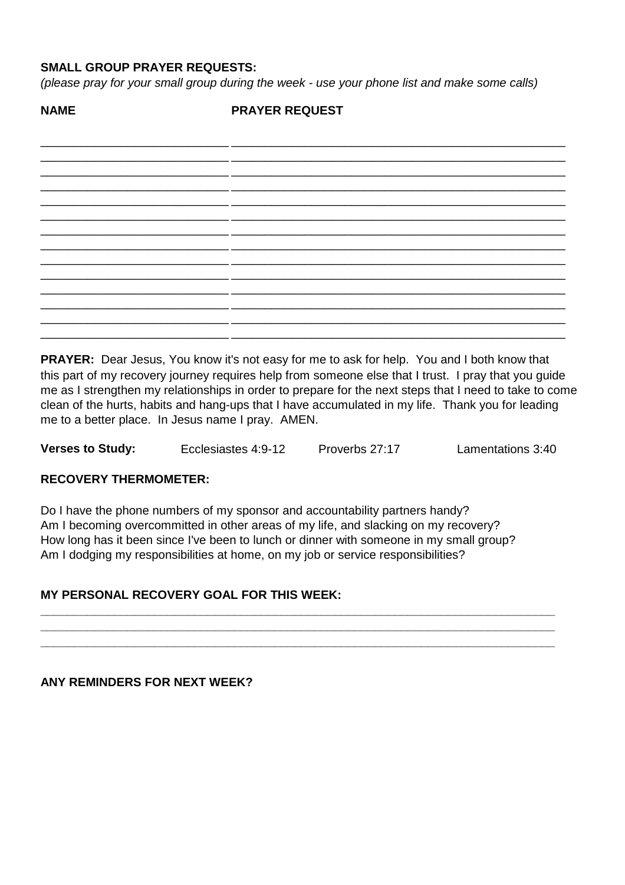**SMALL GROUP PRAYER REQUESTS:**
*(please pray for your small group during the week - use your phone list and make some calls)*

| **NAME** | **PRAYER REQUEST** |
|---|---|
| | |
| | |
| | |
| | |
| | |
| | |
| | |
| | |
| | |
| | |
| | |
| | |
| | |
| | |

**PRAYER:** Dear Jesus, You know it's not easy for me to ask for help. You and I both know that this part of my recovery journey requires help from someone else that I trust. I pray that you guide me as I strengthen my relationships in order to prepare for the next steps that I need to take to come clean of the hurts, habits and hang-ups that I have accumulated in my life. Thank you for leading me to a better place. In Jesus name I pray. AMEN.

**Verses to Study:** Ecclesiastes 4:9-12 Proverbs 27:17 Lamentations 3:40

**RECOVERY THERMOMETER:**

Do I have the phone numbers of my sponsor and accountability partners handy?
Am I becoming overcommitted in other areas of my life, and slacking on my recovery?
How long has it been since I've been to lunch or dinner with someone in my small group?
Am I dodging my responsibilities at home, on my job or service responsibilities?

**MY PERSONAL RECOVERY GOAL FOR THIS WEEK:**

______________________________________________________________________________
______________________________________________________________________________
______________________________________________________________________________

**ANY REMINDERS FOR NEXT WEEK?**